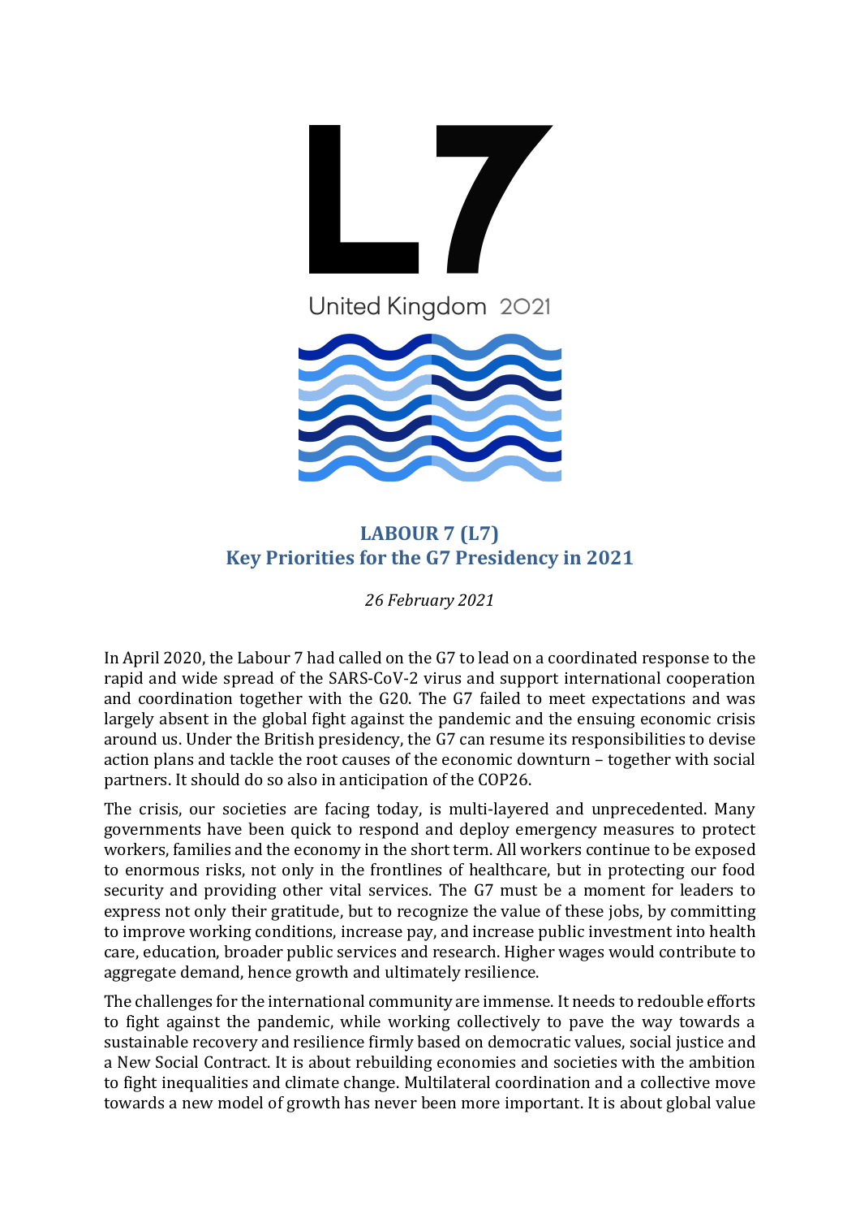L7

United Kingdom 2021

# LABOUR 7 (L7)
# Key Priorities for the G7 Presidency in 2021

*26 February 2021*

In April 2020, the Labour 7 had called on the G7 to lead on a coordinated response to the rapid and wide spread of the SARS-CoV-2 virus and support international cooperation and coordination together with the G20. The G7 failed to meet expectations and was largely absent in the global fight against the pandemic and the ensuing economic crisis around us. Under the British presidency, the G7 can resume its responsibilities to devise action plans and tackle the root causes of the economic downturn – together with social partners. It should do so also in anticipation of the COP26.

The crisis, our societies are facing today, is multi-layered and unprecedented. Many governments have been quick to respond and deploy emergency measures to protect workers, families and the economy in the short term. All workers continue to be exposed to enormous risks, not only in the frontlines of healthcare, but in protecting our food security and providing other vital services. The G7 must be a moment for leaders to express not only their gratitude, but to recognize the value of these jobs, by committing to improve working conditions, increase pay, and increase public investment into health care, education, broader public services and research. Higher wages would contribute to aggregate demand, hence growth and ultimately resilience.

The challenges for the international community are immense. It needs to redouble efforts to fight against the pandemic, while working collectively to pave the way towards a sustainable recovery and resilience firmly based on democratic values, social justice and a New Social Contract. It is about rebuilding economies and societies with the ambition to fight inequalities and climate change. Multilateral coordination and a collective move towards a new model of growth has never been more important. It is about global value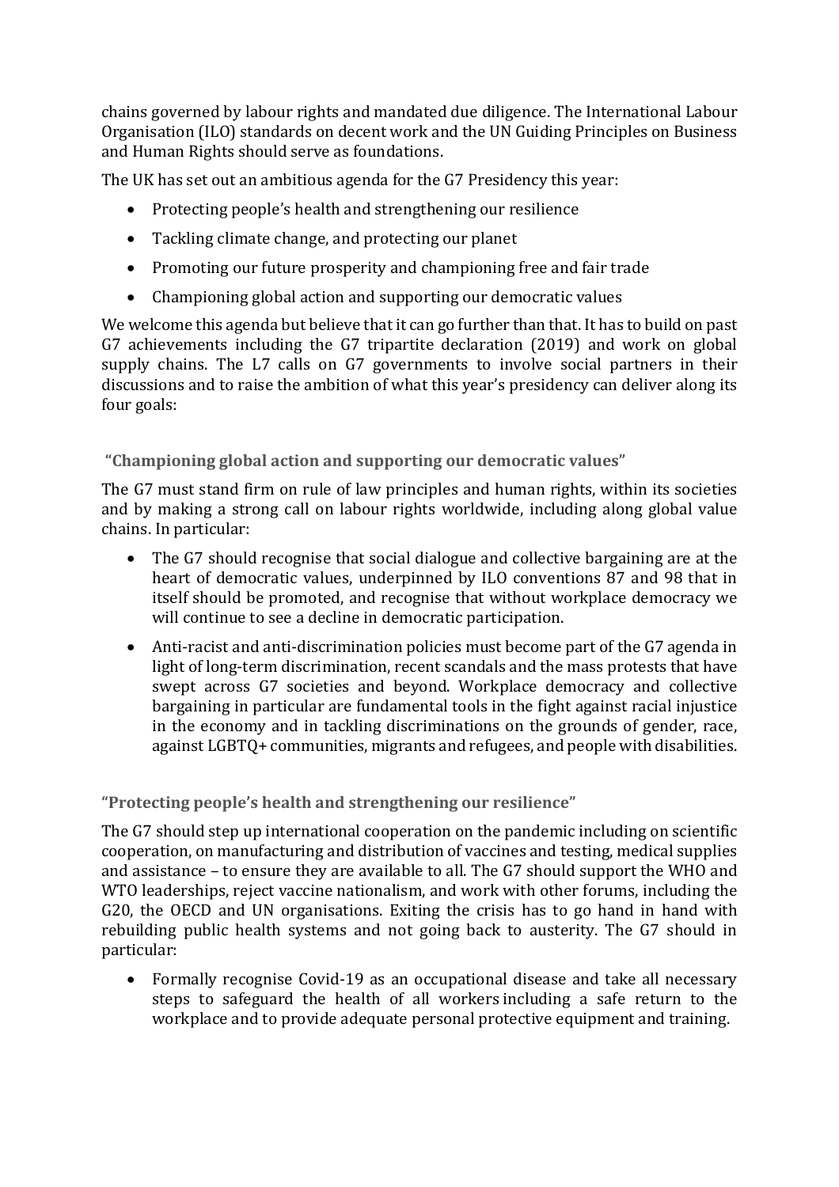chains governed by labour rights and mandated due diligence. The International Labour Organisation (ILO) standards on decent work and the UN Guiding Principles on Business and Human Rights should serve as foundations.

The UK has set out an ambitious agenda for the G7 Presidency this year:

- Protecting people's health and strengthening our resilience
- Tackling climate change, and protecting our planet
- Promoting our future prosperity and championing free and fair trade
- Championing global action and supporting our democratic values

We welcome this agenda but believe that it can go further than that. It has to build on past G7 achievements including the G7 tripartite declaration (2019) and work on global supply chains. The L7 calls on G7 governments to involve social partners in their discussions and to raise the ambition of what this year's presidency can deliver along its four goals:

### "Championing global action and supporting our democratic values"

The G7 must stand firm on rule of law principles and human rights, within its societies and by making a strong call on labour rights worldwide, including along global value chains. In particular:

- The G7 should recognise that social dialogue and collective bargaining are at the heart of democratic values, underpinned by ILO conventions 87 and 98 that in itself should be promoted, and recognise that without workplace democracy we will continue to see a decline in democratic participation.
- Anti-racist and anti-discrimination policies must become part of the G7 agenda in light of long-term discrimination, recent scandals and the mass protests that have swept across G7 societies and beyond. Workplace democracy and collective bargaining in particular are fundamental tools in the fight against racial injustice in the economy and in tackling discriminations on the grounds of gender, race, against LGBTQ+ communities, migrants and refugees, and people with disabilities.

### "Protecting people's health and strengthening our resilience"

The G7 should step up international cooperation on the pandemic including on scientific cooperation, on manufacturing and distribution of vaccines and testing, medical supplies and assistance – to ensure they are available to all. The G7 should support the WHO and WTO leaderships, reject vaccine nationalism, and work with other forums, including the G20, the OECD and UN organisations. Exiting the crisis has to go hand in hand with rebuilding public health systems and not going back to austerity. The G7 should in particular:

- Formally recognise Covid-19 as an occupational disease and take all necessary steps to safeguard the health of all workers including a safe return to the workplace and to provide adequate personal protective equipment and training.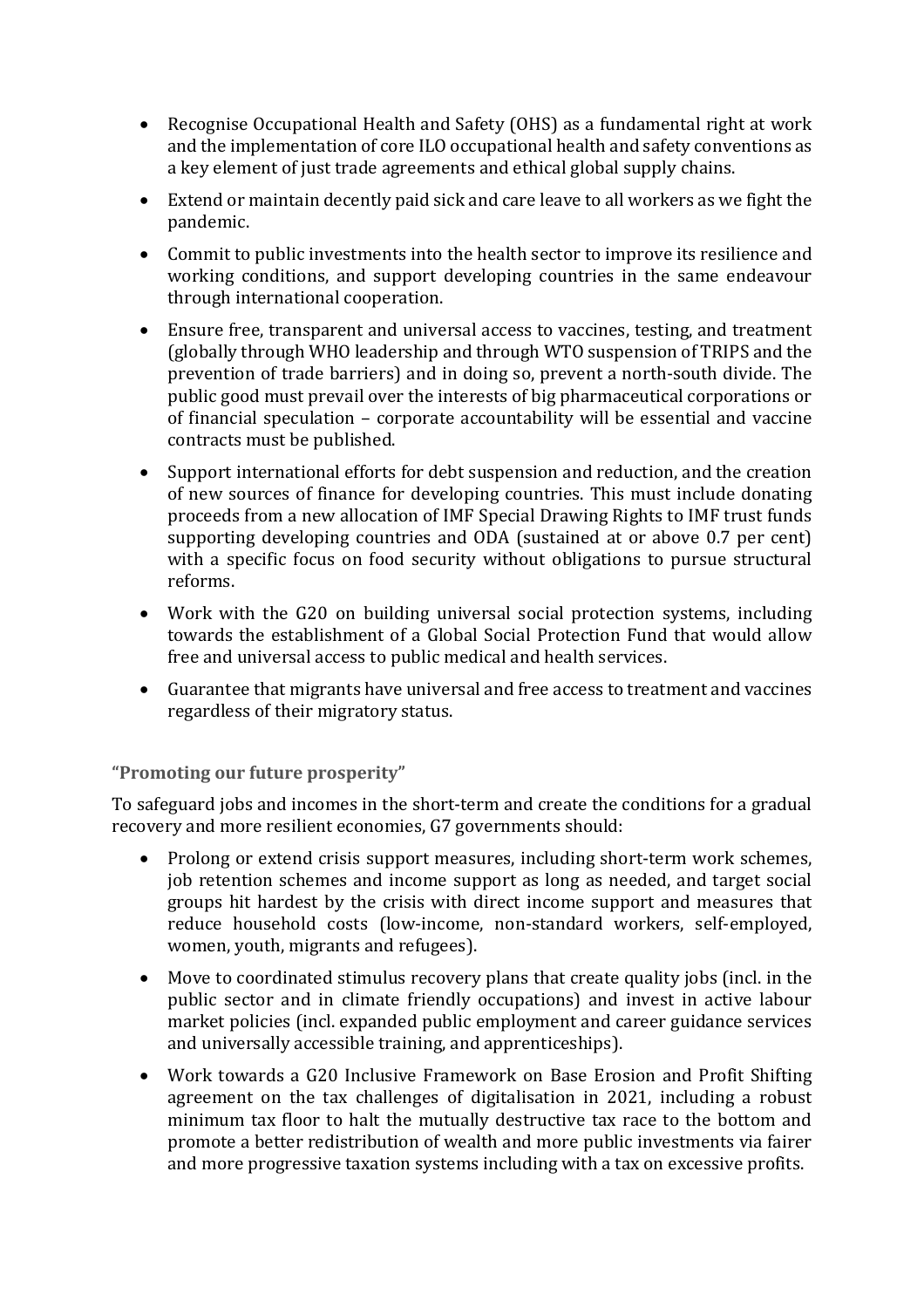- Recognise Occupational Health and Safety (OHS) as a fundamental right at work and the implementation of core ILO occupational health and safety conventions as a key element of just trade agreements and ethical global supply chains.
- Extend or maintain decently paid sick and care leave to all workers as we fight the pandemic.
- Commit to public investments into the health sector to improve its resilience and working conditions, and support developing countries in the same endeavour through international cooperation.
- Ensure free, transparent and universal access to vaccines, testing, and treatment (globally through WHO leadership and through WTO suspension of TRIPS and the prevention of trade barriers) and in doing so, prevent a north-south divide. The public good must prevail over the interests of big pharmaceutical corporations or of financial speculation – corporate accountability will be essential and vaccine contracts must be published.
- Support international efforts for debt suspension and reduction, and the creation of new sources of finance for developing countries. This must include donating proceeds from a new allocation of IMF Special Drawing Rights to IMF trust funds supporting developing countries and ODA (sustained at or above 0.7 per cent) with a specific focus on food security without obligations to pursue structural reforms.
- Work with the G20 on building universal social protection systems, including towards the establishment of a Global Social Protection Fund that would allow free and universal access to public medical and health services.
- Guarantee that migrants have universal and free access to treatment and vaccines regardless of their migratory status.

### "Promoting our future prosperity"

To safeguard jobs and incomes in the short-term and create the conditions for a gradual recovery and more resilient economies, G7 governments should:

- Prolong or extend crisis support measures, including short-term work schemes, job retention schemes and income support as long as needed, and target social groups hit hardest by the crisis with direct income support and measures that reduce household costs (low-income, non-standard workers, self-employed, women, youth, migrants and refugees).
- Move to coordinated stimulus recovery plans that create quality jobs (incl. in the public sector and in climate friendly occupations) and invest in active labour market policies (incl. expanded public employment and career guidance services and universally accessible training, and apprenticeships).
- Work towards a G20 Inclusive Framework on Base Erosion and Profit Shifting agreement on the tax challenges of digitalisation in 2021, including a robust minimum tax floor to halt the mutually destructive tax race to the bottom and promote a better redistribution of wealth and more public investments via fairer and more progressive taxation systems including with a tax on excessive profits.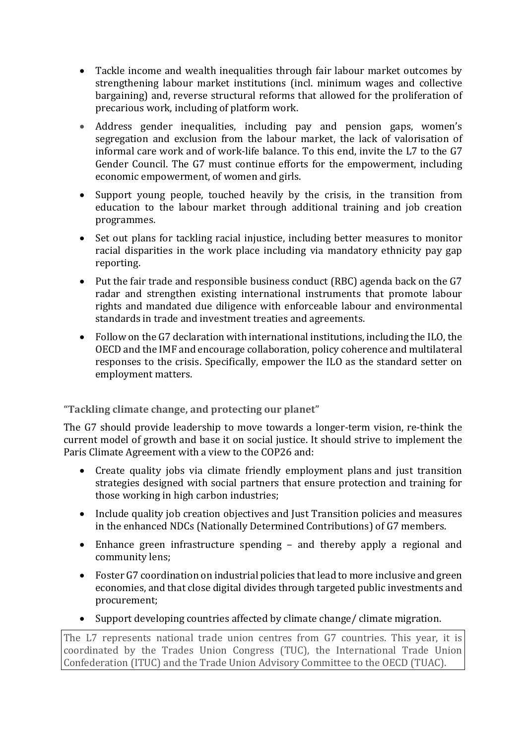- Tackle income and wealth inequalities through fair labour market outcomes by strengthening labour market institutions (incl. minimum wages and collective bargaining) and, reverse structural reforms that allowed for the proliferation of precarious work, including of platform work.
- Address gender inequalities, including pay and pension gaps, women's segregation and exclusion from the labour market, the lack of valorisation of informal care work and of work-life balance. To this end, invite the L7 to the G7 Gender Council. The G7 must continue efforts for the empowerment, including economic empowerment, of women and girls.
- Support young people, touched heavily by the crisis, in the transition from education to the labour market through additional training and job creation programmes.
- Set out plans for tackling racial injustice, including better measures to monitor racial disparities in the work place including via mandatory ethnicity pay gap reporting.
- Put the fair trade and responsible business conduct (RBC) agenda back on the G7 radar and strengthen existing international instruments that promote labour rights and mandated due diligence with enforceable labour and environmental standards in trade and investment treaties and agreements.
- Follow on the G7 declaration with international institutions, including the ILO, the OECD and the IMF and encourage collaboration, policy coherence and multilateral responses to the crisis. Specifically, empower the ILO as the standard setter on employment matters.

### "Tackling climate change, and protecting our planet"

The G7 should provide leadership to move towards a longer-term vision, re-think the current model of growth and base it on social justice. It should strive to implement the Paris Climate Agreement with a view to the COP26 and:

- Create quality jobs via climate friendly employment plans and just transition strategies designed with social partners that ensure protection and training for those working in high carbon industries;
- Include quality job creation objectives and Just Transition policies and measures in the enhanced NDCs (Nationally Determined Contributions) of G7 members.
- Enhance green infrastructure spending – and thereby apply a regional and community lens;
- Foster G7 coordination on industrial policies that lead to more inclusive and green economies, and that close digital divides through targeted public investments and procurement;
- Support developing countries affected by climate change/ climate migration.

The L7 represents national trade union centres from G7 countries. This year, it is coordinated by the Trades Union Congress (TUC), the International Trade Union Confederation (ITUC) and the Trade Union Advisory Committee to the OECD (TUAC).